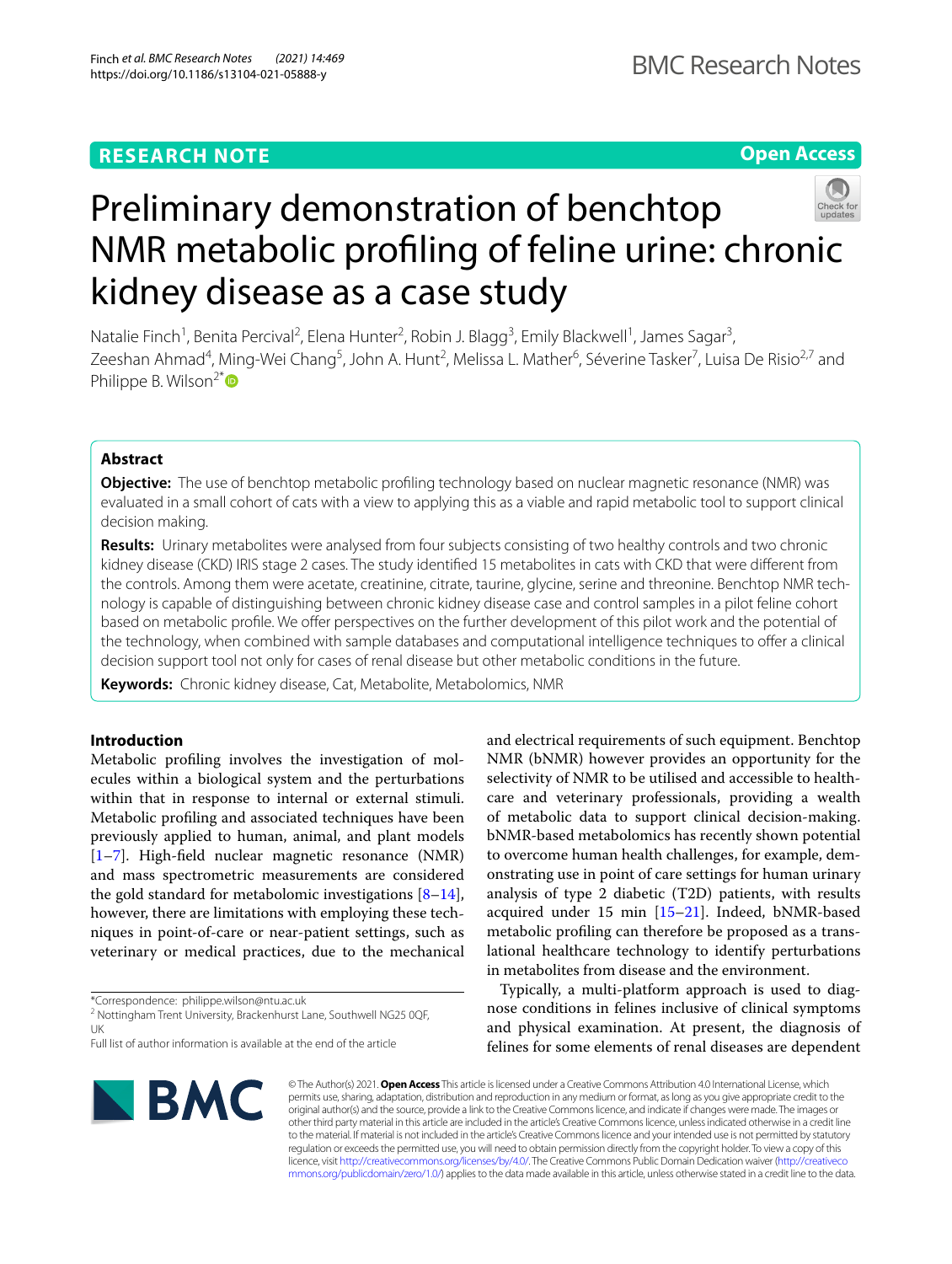RESEARCH NOTE

Open Access

# Preliminary demonstration of benchtop NMR metabolic profiling of feline urine: chronic kidney disease as a case study

Natalie Finch[1], Benita Percival[2], Elena Hunter[2], Robin J. Blagg[3], Emily Blackwell[1], James Sagar[3], Zeeshan Ahmad[4], Ming-Wei Chang[5], John A. Hunt[2], Melissa L. Mather[6], Séverine Tasker[7], Luisa De Risio[2,7] and Philippe B. Wilson[2*]

## Abstract

**Objective:** The use of benchtop metabolic profiling technology based on nuclear magnetic resonance (NMR) was evaluated in a small cohort of cats with a view to applying this as a viable and rapid metabolic tool to support clinical decision making.

**Results:** Urinary metabolites were analysed from four subjects consisting of two healthy controls and two chronic kidney disease (CKD) IRIS stage 2 cases. The study identified 15 metabolites in cats with CKD that were different from the controls. Among them were acetate, creatinine, citrate, taurine, glycine, serine and threonine. Benchtop NMR technology is capable of distinguishing between chronic kidney disease case and control samples in a pilot feline cohort based on metabolic profile. We offer perspectives on the further development of this pilot work and the potential of the technology, when combined with sample databases and computational intelligence techniques to offer a clinical decision support tool not only for cases of renal disease but other metabolic conditions in the future.

**Keywords:** Chronic kidney disease, Cat, Metabolite, Metabolomics, NMR

## Introduction

Metabolic profiling involves the investigation of molecules within a biological system and the perturbations within that in response to internal or external stimuli. Metabolic profiling and associated techniques have been previously applied to human, animal, and plant models [1–7]. High-field nuclear magnetic resonance (NMR) and mass spectrometric measurements are considered the gold standard for metabolomic investigations [8–14], however, there are limitations with employing these techniques in point-of-care or near-patient settings, such as veterinary or medical practices, due to the mechanical and electrical requirements of such equipment. Benchtop NMR (bNMR) however provides an opportunity for the selectivity of NMR to be utilised and accessible to healthcare and veterinary professionals, providing a wealth of metabolic data to support clinical decision-making. bNMR-based metabolomics has recently shown potential to overcome human health challenges, for example, demonstrating use in point of care settings for human urinary analysis of type 2 diabetic (T2D) patients, with results acquired under 15 min [15–21]. Indeed, bNMR-based metabolic profiling can therefore be proposed as a translational healthcare technology to identify perturbations in metabolites from disease and the environment.

Typically, a multi-platform approach is used to diagnose conditions in felines inclusive of clinical symptoms and physical examination. At present, the diagnosis of felines for some elements of renal diseases are dependent

*Correspondence: philippe.wilson@ntu.ac.uk
[2] Nottingham Trent University, Brackenhurst Lane, Southwell NG25 0QF, UK
Full list of author information is available at the end of the article

© The Author(s) 2021. **Open Access** This article is licensed under a Creative Commons Attribution 4.0 International License, which permits use, sharing, adaptation, distribution and reproduction in any medium or format, as long as you give appropriate credit to the original author(s) and the source, provide a link to the Creative Commons licence, and indicate if changes were made. The images or other third party material in this article are included in the article's Creative Commons licence, unless indicated otherwise in a credit line to the material. If material is not included in the article's Creative Commons licence and your intended use is not permitted by statutory regulation or exceeds the permitted use, you will need to obtain permission directly from the copyright holder. To view a copy of this licence, visit http://creativecommons.org/licenses/by/4.0/. The Creative Commons Public Domain Dedication waiver (http://creativecommons.org/publicdomain/zero/1.0/) applies to the data made available in this article, unless otherwise stated in a credit line to the data.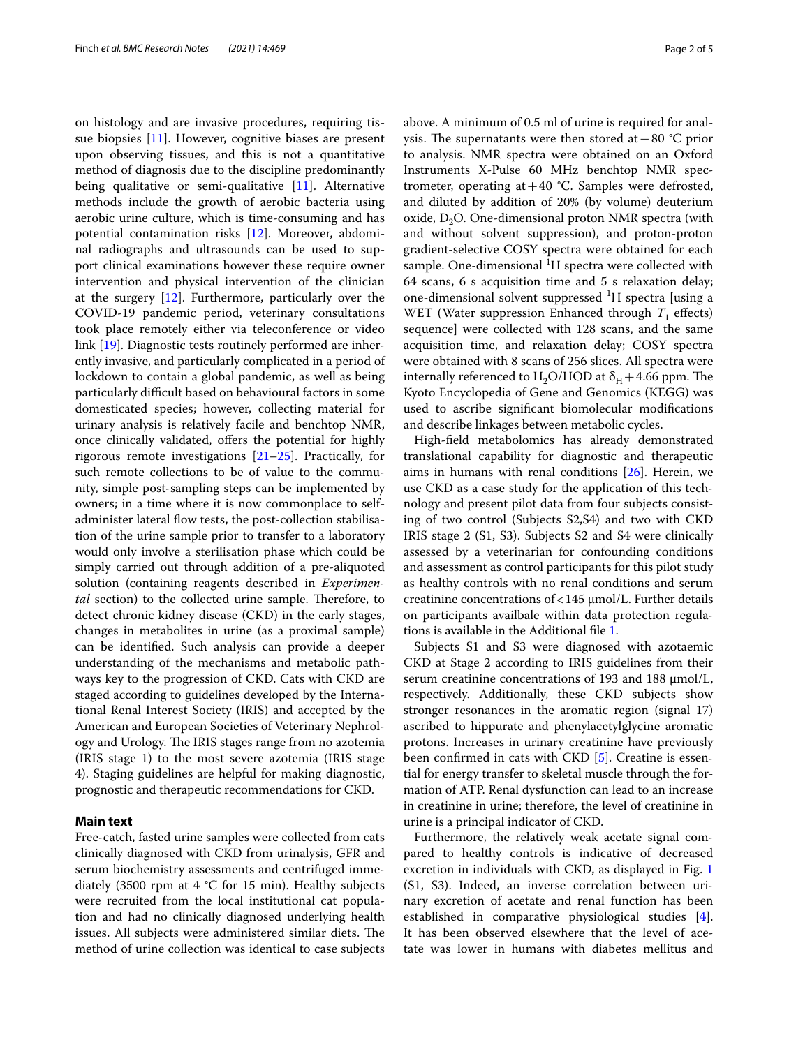on histology and are invasive procedures, requiring tissue biopsies [11]. However, cognitive biases are present upon observing tissues, and this is not a quantitative method of diagnosis due to the discipline predominantly being qualitative or semi-qualitative [11]. Alternative methods include the growth of aerobic bacteria using aerobic urine culture, which is time-consuming and has potential contamination risks [12]. Moreover, abdominal radiographs and ultrasounds can be used to support clinical examinations however these require owner intervention and physical intervention of the clinician at the surgery [12]. Furthermore, particularly over the COVID-19 pandemic period, veterinary consultations took place remotely either via teleconference or video link [19]. Diagnostic tests routinely performed are inherently invasive, and particularly complicated in a period of lockdown to contain a global pandemic, as well as being particularly difficult based on behavioural factors in some domesticated species; however, collecting material for urinary analysis is relatively facile and benchtop NMR, once clinically validated, offers the potential for highly rigorous remote investigations [21–25]. Practically, for such remote collections to be of value to the community, simple post-sampling steps can be implemented by owners; in a time where it is now commonplace to self-administer lateral flow tests, the post-collection stabilisation of the urine sample prior to transfer to a laboratory would only involve a sterilisation phase which could be simply carried out through addition of a pre-aliquoted solution (containing reagents described in *Experimental* section) to the collected urine sample. Therefore, to detect chronic kidney disease (CKD) in the early stages, changes in metabolites in urine (as a proximal sample) can be identified. Such analysis can provide a deeper understanding of the mechanisms and metabolic pathways key to the progression of CKD. Cats with CKD are staged according to guidelines developed by the International Renal Interest Society (IRIS) and accepted by the American and European Societies of Veterinary Nephrology and Urology. The IRIS stages range from no azotemia (IRIS stage 1) to the most severe azotemia (IRIS stage 4). Staging guidelines are helpful for making diagnostic, prognostic and therapeutic recommendations for CKD.

## Main text

Free-catch, fasted urine samples were collected from cats clinically diagnosed with CKD from urinalysis, GFR and serum biochemistry assessments and centrifuged immediately (3500 rpm at 4 °C for 15 min). Healthy subjects were recruited from the local institutional cat population and had no clinically diagnosed underlying health issues. All subjects were administered similar diets. The method of urine collection was identical to case subjects above. A minimum of 0.5 ml of urine is required for analysis. The supernatants were then stored at − 80 °C prior to analysis. NMR spectra were obtained on an Oxford Instruments X-Pulse 60 MHz benchtop NMR spectrometer, operating at + 40 °C. Samples were defrosted, and diluted by addition of 20% (by volume) deuterium oxide, $D_2O$. One-dimensional proton NMR spectra (with and without solvent suppression), and proton-proton gradient-selective COSY spectra were obtained for each sample. One-dimensional $^1H$ spectra were collected with 64 scans, 6 s acquisition time and 5 s relaxation delay; one-dimensional solvent suppressed $^1H$ spectra [using a WET (Water suppression Enhanced through $T_1$ effects) sequence] were collected with 128 scans, and the same acquisition time, and relaxation delay; COSY spectra were obtained with 8 scans of 256 slices. All spectra were internally referenced to $H_2O$/HOD at $\delta_H + 4.66$ ppm. The Kyoto Encyclopedia of Gene and Genomics (KEGG) was used to ascribe significant biomolecular modifications and describe linkages between metabolic cycles.

High-field metabolomics has already demonstrated translational capability for diagnostic and therapeutic aims in humans with renal conditions [26]. Herein, we use CKD as a case study for the application of this technology and present pilot data from four subjects consisting of two control (Subjects S2,S4) and two with CKD IRIS stage 2 (S1, S3). Subjects S2 and S4 were clinically assessed by a veterinarian for confounding conditions and assessment as control participants for this pilot study as healthy controls with no renal conditions and serum creatinine concentrations of < 145 μmol/L. Further details on participants availbale within data protection regulations is available in the Additional file 1.

Subjects S1 and S3 were diagnosed with azotaemic CKD at Stage 2 according to IRIS guidelines from their serum creatinine concentrations of 193 and 188 μmol/L, respectively. Additionally, these CKD subjects show stronger resonances in the aromatic region (signal 17) ascribed to hippurate and phenylacetylglycine aromatic protons. Increases in urinary creatinine have previously been confirmed in cats with CKD [5]. Creatine is essential for energy transfer to skeletal muscle through the formation of ATP. Renal dysfunction can lead to an increase in creatinine in urine; therefore, the level of creatinine in urine is a principal indicator of CKD.

Furthermore, the relatively weak acetate signal compared to healthy controls is indicative of decreased excretion in individuals with CKD, as displayed in Fig. 1 (S1, S3). Indeed, an inverse correlation between urinary excretion of acetate and renal function has been established in comparative physiological studies [4]. It has been observed elsewhere that the level of acetate was lower in humans with diabetes mellitus and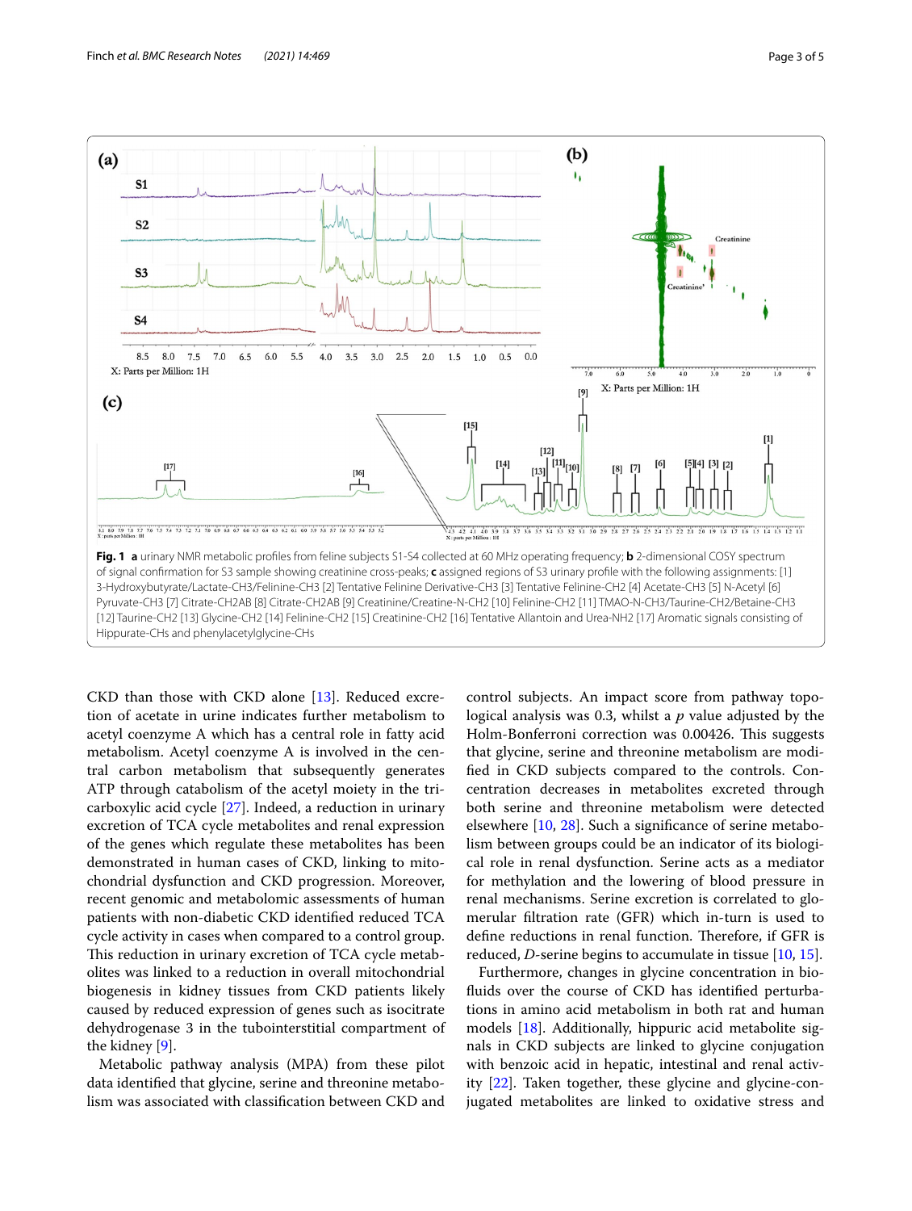**Fig. 1** **a** urinary NMR metabolic profiles from feline subjects S1-S4 collected at 60 MHz operating frequency; **b** 2-dimensional COSY spectrum of signal confirmation for S3 sample showing creatinine cross-peaks; **c** assigned regions of S3 urinary profile with the following assignments: [1] 3-Hydroxybutyrate/Lactate-CH3/Felinine-CH3 [2] Tentative Felinine Derivative-CH3 [3] Tentative Felinine-CH2 [4] Acetate-CH3 [5] N-Acetyl [6] Pyruvate-CH3 [7] Citrate-CH2AB [8] Citrate-CH2AB [9] Creatinine/Creatine-N-CH2 [10] Felinine-CH2 [11] TMAO-N-CH3/Taurine-CH2/Betaine-CH3 [12] Taurine-CH2 [13] Glycine-CH2 [14] Felinine-CH2 [15] Creatinine-CH2 [16] Tentative Allantoin and Urea-NH2 [17] Aromatic signals consisting of Hippurate-CHs and phenylacetylglycine-CHs

CKD than those with CKD alone [13]. Reduced excretion of acetate in urine indicates further metabolism to acetyl coenzyme A which has a central role in fatty acid metabolism. Acetyl coenzyme A is involved in the central carbon metabolism that subsequently generates ATP through catabolism of the acetyl moiety in the tricarboxylic acid cycle [27]. Indeed, a reduction in urinary excretion of TCA cycle metabolites and renal expression of the genes which regulate these metabolites has been demonstrated in human cases of CKD, linking to mitochondrial dysfunction and CKD progression. Moreover, recent genomic and metabolomic assessments of human patients with non-diabetic CKD identified reduced TCA cycle activity in cases when compared to a control group. This reduction in urinary excretion of TCA cycle metabolites was linked to a reduction in overall mitochondrial biogenesis in kidney tissues from CKD patients likely caused by reduced expression of genes such as isocitrate dehydrogenase 3 in the tubointerstitial compartment of the kidney [9].

Metabolic pathway analysis (MPA) from these pilot data identified that glycine, serine and threonine metabolism was associated with classification between CKD and control subjects. An impact score from pathway topological analysis was 0.3, whilst a *p* value adjusted by the Holm-Bonferroni correction was 0.00426. This suggests that glycine, serine and threonine metabolism are modified in CKD subjects compared to the controls. Concentration decreases in metabolites excreted through both serine and threonine metabolism were detected elsewhere [10, 28]. Such a significance of serine metabolism between groups could be an indicator of its biological role in renal dysfunction. Serine acts as a mediator for methylation and the lowering of blood pressure in renal mechanisms. Serine excretion is correlated to glomerular filtration rate (GFR) which in-turn is used to define reductions in renal function. Therefore, if GFR is reduced, *D*-serine begins to accumulate in tissue [10, 15].

Furthermore, changes in glycine concentration in biofluids over the course of CKD has identified perturbations in amino acid metabolism in both rat and human models [18]. Additionally, hippuric acid metabolite signals in CKD subjects are linked to glycine conjugation with benzoic acid in hepatic, intestinal and renal activity [22]. Taken together, these glycine and glycine-conjugated metabolites are linked to oxidative stress and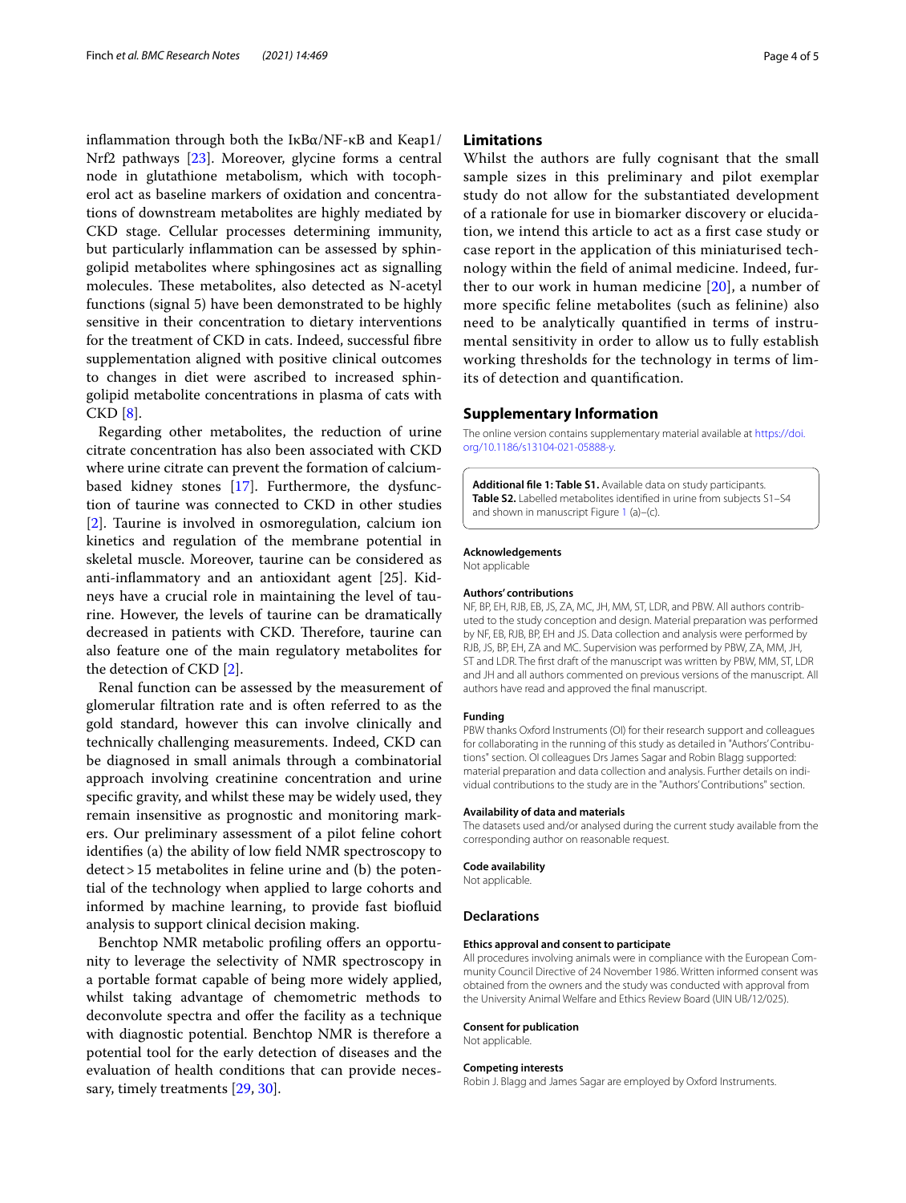inflammation through both the IκBα/NF-κB and Keap1/Nrf2 pathways [23]. Moreover, glycine forms a central node in glutathione metabolism, which with tocopherol act as baseline markers of oxidation and concentrations of downstream metabolites are highly mediated by CKD stage. Cellular processes determining immunity, but particularly inflammation can be assessed by sphingolipid metabolites where sphingosines act as signalling molecules. These metabolites, also detected as N-acetyl functions (signal 5) have been demonstrated to be highly sensitive in their concentration to dietary interventions for the treatment of CKD in cats. Indeed, successful fibre supplementation aligned with positive clinical outcomes to changes in diet were ascribed to increased sphingolipid metabolite concentrations in plasma of cats with CKD [8].

Regarding other metabolites, the reduction of urine citrate concentration has also been associated with CKD where urine citrate can prevent the formation of calcium-based kidney stones [17]. Furthermore, the dysfunction of taurine was connected to CKD in other studies [2]. Taurine is involved in osmoregulation, calcium ion kinetics and regulation of the membrane potential in skeletal muscle. Moreover, taurine can be considered as anti-inflammatory and an antioxidant agent [25]. Kidneys have a crucial role in maintaining the level of taurine. However, the levels of taurine can be dramatically decreased in patients with CKD. Therefore, taurine can also feature one of the main regulatory metabolites for the detection of CKD [2].

Renal function can be assessed by the measurement of glomerular filtration rate and is often referred to as the gold standard, however this can involve clinically and technically challenging measurements. Indeed, CKD can be diagnosed in small animals through a combinatorial approach involving creatinine concentration and urine specific gravity, and whilst these may be widely used, they remain insensitive as prognostic and monitoring markers. Our preliminary assessment of a pilot feline cohort identifies (a) the ability of low field NMR spectroscopy to detect $>15$ metabolites in feline urine and (b) the potential of the technology when applied to large cohorts and informed by machine learning, to provide fast biofluid analysis to support clinical decision making.

Benchtop NMR metabolic profiling offers an opportunity to leverage the selectivity of NMR spectroscopy in a portable format capable of being more widely applied, whilst taking advantage of chemometric methods to deconvolute spectra and offer the facility as a technique with diagnostic potential. Benchtop NMR is therefore a potential tool for the early detection of diseases and the evaluation of health conditions that can provide necessary, timely treatments [29, 30].

## Limitations

Whilst the authors are fully cognisant that the small sample sizes in this preliminary and pilot exemplar study do not allow for the substantiated development of a rationale for use in biomarker discovery or elucidation, we intend this article to act as a first case study or case report in the application of this miniaturised technology within the field of animal medicine. Indeed, further to our work in human medicine [20], a number of more specific feline metabolites (such as felinine) also need to be analytically quantified in terms of instrumental sensitivity in order to allow us to fully establish working thresholds for the technology in terms of limits of detection and quantification.

## Supplementary Information

The online version contains supplementary material available at https://doi.org/10.1186/s13104-021-05888-y.

**Additional file 1: Table S1.** Available data on study participants. **Table S2.** Labelled metabolites identified in urine from subjects S1–S4 and shown in manuscript Figure 1 (a)–(c).

#### Acknowledgements
Not applicable

#### Authors' contributions
NF, BP, EH, RJB, EB, JS, ZA, MC, JH, MM, ST, LDR, and PBW. All authors contributed to the study conception and design. Material preparation was performed by NF, EB, RJB, BP, EH and JS. Data collection and analysis were performed by RJB, JS, BP, EH, ZA and MC. Supervision was performed by PBW, ZA, MM, JH, ST and LDR. The first draft of the manuscript was written by PBW, MM, ST, LDR and JH and all authors commented on previous versions of the manuscript. All authors have read and approved the final manuscript.

#### Funding
PBW thanks Oxford Instruments (OI) for their research support and colleagues for collaborating in the running of this study as detailed in "Authors' Contributions" section. OI colleagues Drs James Sagar and Robin Blagg supported: material preparation and data collection and analysis. Further details on individual contributions to the study are in the "Authors' Contributions" section.

#### Availability of data and materials
The datasets used and/or analysed during the current study available from the corresponding author on reasonable request.

#### Code availability
Not applicable.

### Declarations

#### Ethics approval and consent to participate
All procedures involving animals were in compliance with the European Community Council Directive of 24 November 1986. Written informed consent was obtained from the owners and the study was conducted with approval from the University Animal Welfare and Ethics Review Board (UIN UB/12/025).

#### Consent for publication
Not applicable.

#### Competing interests
Robin J. Blagg and James Sagar are employed by Oxford Instruments.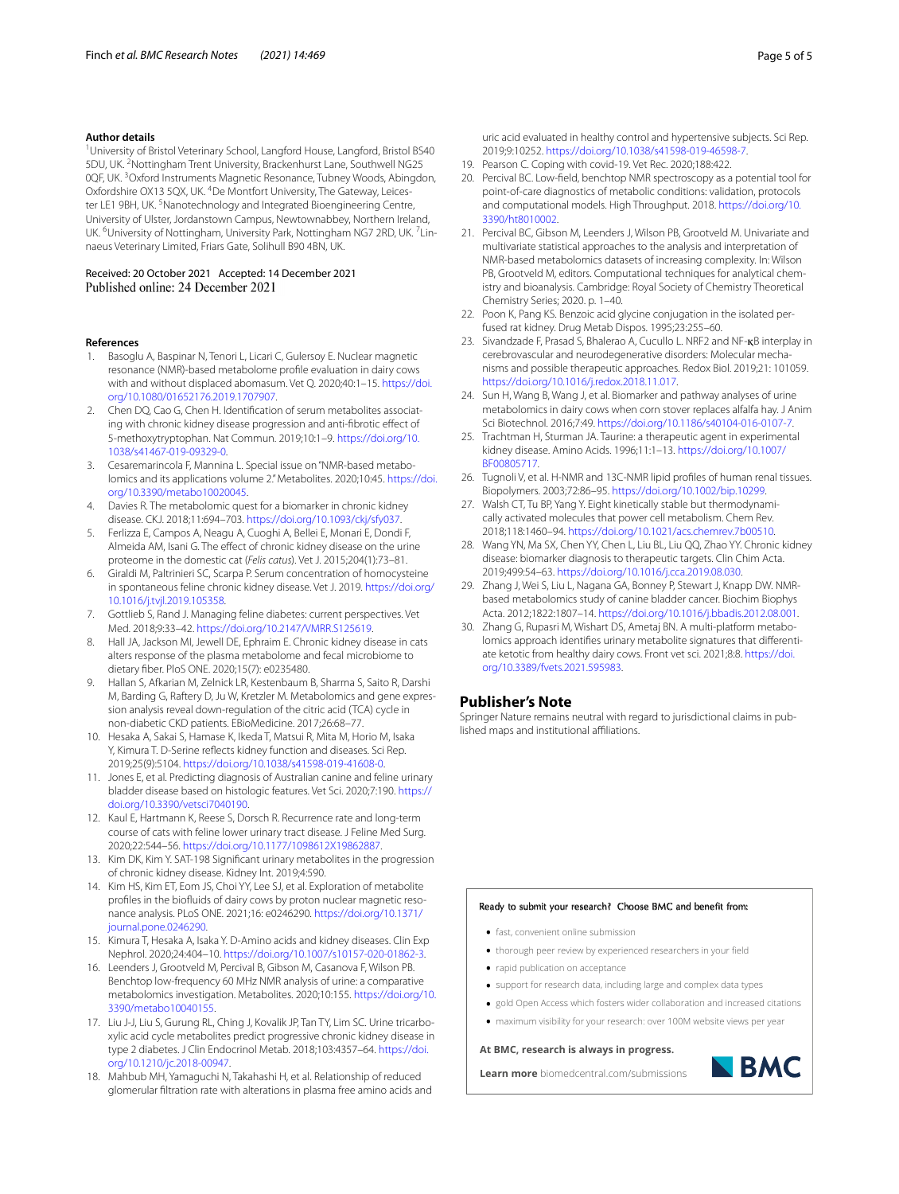## Author details

[1]University of Bristol Veterinary School, Langford House, Langford, Bristol BS40 5DU, UK. [2]Nottingham Trent University, Brackenhurst Lane, Southwell NG25 0QF, UK. [3]Oxford Instruments Magnetic Resonance, Tubney Woods, Abingdon, Oxfordshire OX13 5QX, UK. [4]De Montfort University, The Gateway, Leicester LE1 9BH, UK. [5]Nanotechnology and Integrated Bioengineering Centre, University of Ulster, Jordanstown Campus, Newtownabbey, Northern Ireland, UK. [6]University of Nottingham, University Park, Nottingham NG7 2RD, UK. [7]Linnaeus Veterinary Limited, Friars Gate, Solihull B90 4BN, UK.

Received: 20 October 2021 Accepted: 14 December 2021
Published online: 24 December 2021

## References

1. Basoglu A, Baspinar N, Tenori L, Licari C, Gulersoy E. Nuclear magnetic resonance (NMR)-based metabolome profile evaluation in dairy cows with and without displaced abomasum. Vet Q. 2020;40:1–15. https://doi.org/10.1080/01652176.2019.1707907.
2. Chen DQ, Cao G, Chen H. Identification of serum metabolites associating with chronic kidney disease progression and anti-fibrotic effect of 5-methoxytryptophan. Nat Commun. 2019;10:1–9. https://doi.org/10.1038/s41467-019-09329-0.
3. Cesaremarincola F, Mannina L. Special issue on "NMR-based metabolomics and its applications volume 2." Metabolites. 2020;10:45. https://doi.org/10.3390/metabo10020045.
4. Davies R. The metabolomic quest for a biomarker in chronic kidney disease. CKJ. 2018;11:694–703. https://doi.org/10.1093/ckj/sfy037.
5. Ferlizza E, Campos A, Neagu A, Cuoghi A, Bellei E, Monari E, Dondi F, Almeida AM, Isani G. The effect of chronic kidney disease on the urine proteome in the domestic cat (*Felis catus*). Vet J. 2015;204(1):73–81.
6. Giraldi M, Paltrinieri SC, Scarpa P. Serum concentration of homocysteine in spontaneous feline chronic kidney disease. Vet J. 2019. https://doi.org/10.1016/j.tvjl.2019.105358.
7. Gottlieb S, Rand J. Managing feline diabetes: current perspectives. Vet Med. 2018;9:33–42. https://doi.org/10.2147/VMRR.S125619.
8. Hall JA, Jackson MI, Jewell DE, Ephraim E. Chronic kidney disease in cats alters response of the plasma metabolome and fecal microbiome to dietary fiber. PloS ONE. 2020;15(7): e0235480.
9. Hallan S, Afkarian M, Zelnick LR, Kestenbaum B, Sharma S, Saito R, Darshi M, Barding G, Raftery D, Ju W, Kretzler M. Metabolomics and gene expression analysis reveal down-regulation of the citric acid (TCA) cycle in non-diabetic CKD patients. EBioMedicine. 2017;26:68–77.
10. Hesaka A, Sakai S, Hamase K, Ikeda T, Matsui R, Mita M, Horio M, Isaka Y, Kimura T. D-Serine reflects kidney function and diseases. Sci Rep. 2019;25(9):5104. https://doi.org/10.1038/s41598-019-41608-0.
11. Jones E, et al. Predicting diagnosis of Australian canine and feline urinary bladder disease based on histologic features. Vet Sci. 2020;7:190. https://doi.org/10.3390/vetsci7040190.
12. Kaul E, Hartmann K, Reese S, Dorsch R. Recurrence rate and long-term course of cats with feline lower urinary tract disease. J Feline Med Surg. 2020;22:544–56. https://doi.org/10.1177/1098612X19862887.
13. Kim DK, Kim Y. SAT-198 Significant urinary metabolites in the progression of chronic kidney disease. Kidney Int. 2019;4:590.
14. Kim HS, Kim ET, Eom JS, Choi YY, Lee SJ, et al. Exploration of metabolite profiles in the biofluids of dairy cows by proton nuclear magnetic resonance analysis. PLoS ONE. 2021;16: e0246290. https://doi.org/10.1371/journal.pone.0246290.
15. Kimura T, Hesaka A, Isaka Y. D-Amino acids and kidney diseases. Clin Exp Nephrol. 2020;24:404–10. https://doi.org/10.1007/s10157-020-01862-3.
16. Leenders J, Grootveld M, Percival B, Gibson M, Casanova F, Wilson PB. Benchtop low-frequency 60 MHz NMR analysis of urine: a comparative metabolomics investigation. Metabolites. 2020;10:155. https://doi.org/10.3390/metabo10040155.
17. Liu J-J, Liu S, Gurung RL, Ching J, Kovalik JP, Tan TY, Lim SC. Urine tricarboxylic acid cycle metabolites predict progressive chronic kidney disease in type 2 diabetes. J Clin Endocrinol Metab. 2018;103:4357–64. https://doi.org/10.1210/jc.2018-00947.
18. Mahbub MH, Yamaguchi N, Takahashi H, et al. Relationship of reduced glomerular filtration rate with alterations in plasma free amino acids and uric acid evaluated in healthy control and hypertensive subjects. Sci Rep. 2019;9:10252. https://doi.org/10.1038/s41598-019-46598-7.
19. Pearson C. Coping with covid-19. Vet Rec. 2020;188:422.
20. Percival BC. Low-field, benchtop NMR spectroscopy as a potential tool for point-of-care diagnostics of metabolic conditions: validation, protocols and computational models. High Throughput. 2018. https://doi.org/10.3390/ht8010002.
21. Percival BC, Gibson M, Leenders J, Wilson PB, Grootveld M. Univariate and multivariate statistical approaches to the analysis and interpretation of NMR-based metabolomics datasets of increasing complexity. In: Wilson PB, Grootveld M, editors. Computational techniques for analytical chemistry and bioanalysis. Cambridge: Royal Society of Chemistry Theoretical Chemistry Series; 2020. p. 1–40.
22. Poon K, Pang KS. Benzoic acid glycine conjugation in the isolated perfused rat kidney. Drug Metab Dispos. 1995;23:255–60.
23. Sivandzade F, Prasad S, Bhalerao A, Cucullo L. NRF2 and NF-κB interplay in cerebrovascular and neurodegenerative disorders: Molecular mechanisms and possible therapeutic approaches. Redox Biol. 2019;21: 101059. https://doi.org/10.1016/j.redox.2018.11.017.
24. Sun H, Wang B, Wang J, et al. Biomarker and pathway analyses of urine metabolomics in dairy cows when corn stover replaces alfalfa hay. J Anim Sci Biotechnol. 2016;7:49. https://doi.org/10.1186/s40104-016-0107-7.
25. Trachtman H, Sturman JA. Taurine: a therapeutic agent in experimental kidney disease. Amino Acids. 1996;11:1–13. https://doi.org/10.1007/BF00805717.
26. Tugnoli V, et al. H-NMR and 13C-NMR lipid profiles of human renal tissues. Biopolymers. 2003;72:86–95. https://doi.org/10.1002/bip.10299.
27. Walsh CT, Tu BP, Yang Y. Eight kinetically stable but thermodynamically activated molecules that power cell metabolism. Chem Rev. 2018;118:1460–94. https://doi.org/10.1021/acs.chemrev.7b00510.
28. Wang YN, Ma SX, Chen YY, Chen L, Liu BL, Liu QQ, Zhao YY. Chronic kidney disease: biomarker diagnosis to therapeutic targets. Clin Chim Acta. 2019;499:54–63. https://doi.org/10.1016/j.cca.2019.08.030.
29. Zhang J, Wei S, Liu L, Nagana GA, Bonney P, Stewart J, Knapp DW. NMR-based metabolomics study of canine bladder cancer. Biochim Biophys Acta. 2012;1822:1807–14. https://doi.org/10.1016/j.bbadis.2012.08.001.
30. Zhang G, Rupasri M, Wishart DS, Ametaj BN. A multi-platform metabolomics approach identifies urinary metabolite signatures that differentiate ketotic from healthy dairy cows. Front vet sci. 2021;8:8. https://doi.org/10.3389/fvets.2021.595983.

## Publisher's Note

Springer Nature remains neutral with regard to jurisdictional claims in published maps and institutional affiliations.

Ready to submit your research? Choose BMC and benefit from:

- fast, convenient online submission
- thorough peer review by experienced researchers in your field
- rapid publication on acceptance
- support for research data, including large and complex data types
- gold Open Access which fosters wider collaboration and increased citations
- maximum visibility for your research: over 100M website views per year

**At BMC, research is always in progress.**

**Learn more** biomedcentral.com/submissions